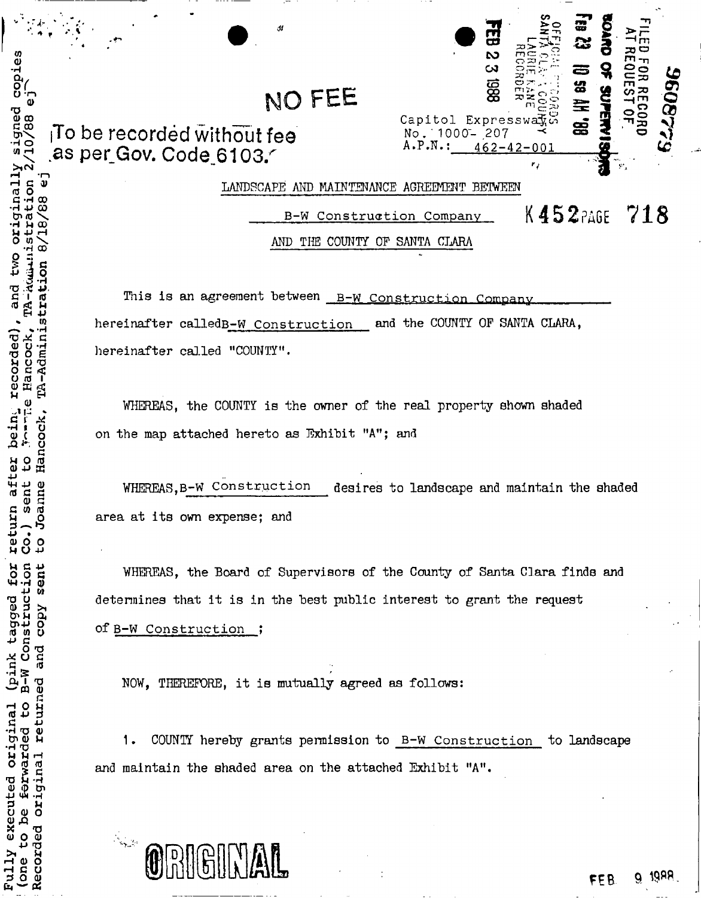Fully executed original (pink tagged for return after being recorded), and two originally signed copies (one to be forwarded to B-W Construction Co.) sent to Joanne Hancock, TA-Administration 2/10/88 ej
Recorded original returned and copy sent to Joanne Hancock, TA-Administration 8/18/88 ej

9608779

FILED FOR RECORD AT REQUEST OF
BOARD OF SUPERVISORS
FEB 23 10 58 AM '88
OFFICIAL RECORDS SANTA CLARA COUNTY
LAURIE KANE RECORDER
FEB 2 3 1988

NO FEE

To be recorded without fee as per Gov. Code 6103.

Capitol Expressway
No. 1000- 207
A.P.N.: 462-42-001

K 452 PAGE 718

LANDSCAPE AND MAINTENANCE AGREEMENT BETWEEN

B-W Construction Company

AND THE COUNTY OF SANTA CLARA

This is an agreement between B-W Construction Company hereinafter called B-W Construction and the COUNTY OF SANTA CLARA, hereinafter called "COUNTY".

WHEREAS, the COUNTY is the owner of the real property shown shaded on the map attached hereto as Exhibit "A"; and

WHEREAS, B-W Construction desires to landscape and maintain the shaded area at its own expense; and

WHEREAS, the Board of Supervisors of the County of Santa Clara finds and determines that it is in the best public interest to grant the request of B-W Construction ;

NOW, THEREFORE, it is mutually agreed as follows:

1. COUNTY hereby grants permission to B-W Construction to landscape and maintain the shaded area on the attached Exhibit "A".

ORIGINAL

FEB 9 1988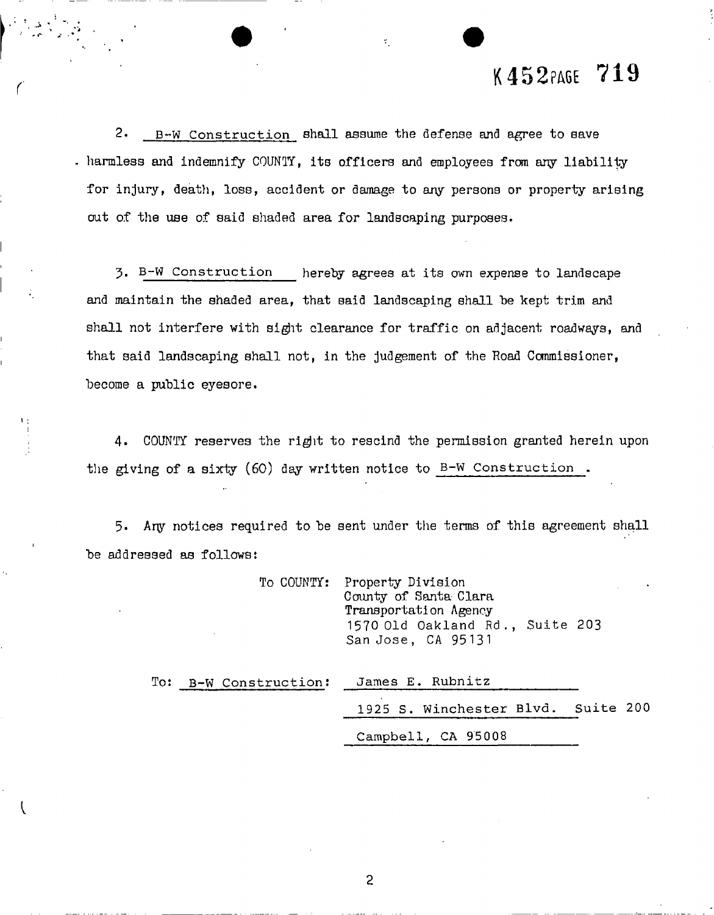2. B-W Construction shall assume the defense and agree to save harmless and indemnify COUNTY, its officers and employees from any liability for injury, death, loss, accident or damage to any persons or property arising out of the use of said shaded area for landscaping purposes.

3. B-W Construction hereby agrees at its own expense to landscape and maintain the shaded area, that said landscaping shall be kept trim and shall not interfere with sight clearance for traffic on adjacent roadways, and that said landscaping shall not, in the judgement of the Road Commissioner, become a public eyesore.

4. COUNTY reserves the right to rescind the permission granted herein upon the giving of a sixty (60) day written notice to B-W Construction.

5. Any notices required to be sent under the terms of this agreement shall be addressed as follows:

To COUNTY:
Property Division
County of Santa Clara
Transportation Agency
1570 Old Oakland Rd., Suite 203
San Jose, CA 95131

To: B-W Construction:
James E. Rubnitz
1925 S. Winchester Blvd. Suite 200
Campbell, CA 95008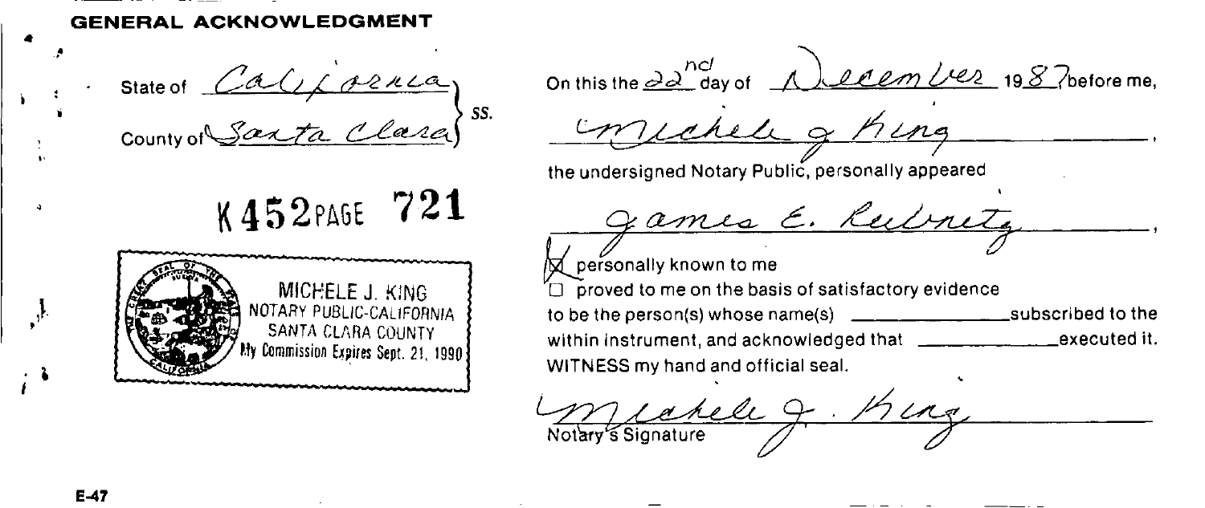## GENERAL ACKNOWLEDGMENT

State of California
County of Santa Clara } ss.

K 452 PAGE 721

MICHELE J. KING
NOTARY PUBLIC-CALIFORNIA
SANTA CLARA COUNTY
My Commission Expires Sept. 21, 1990

On this the 22nd day of December 1987 before me,

Michele J. King,

the undersigned Notary Public, personally appeared

James E. Rubnitz,

☒ personally known to me
☐ proved to me on the basis of satisfactory evidence
to be the person(s) whose name(s) _______________ subscribed to the within instrument, and acknowledged that _______________ executed it.

WITNESS my hand and official seal.

Michele J. King
Notary's Signature

E-47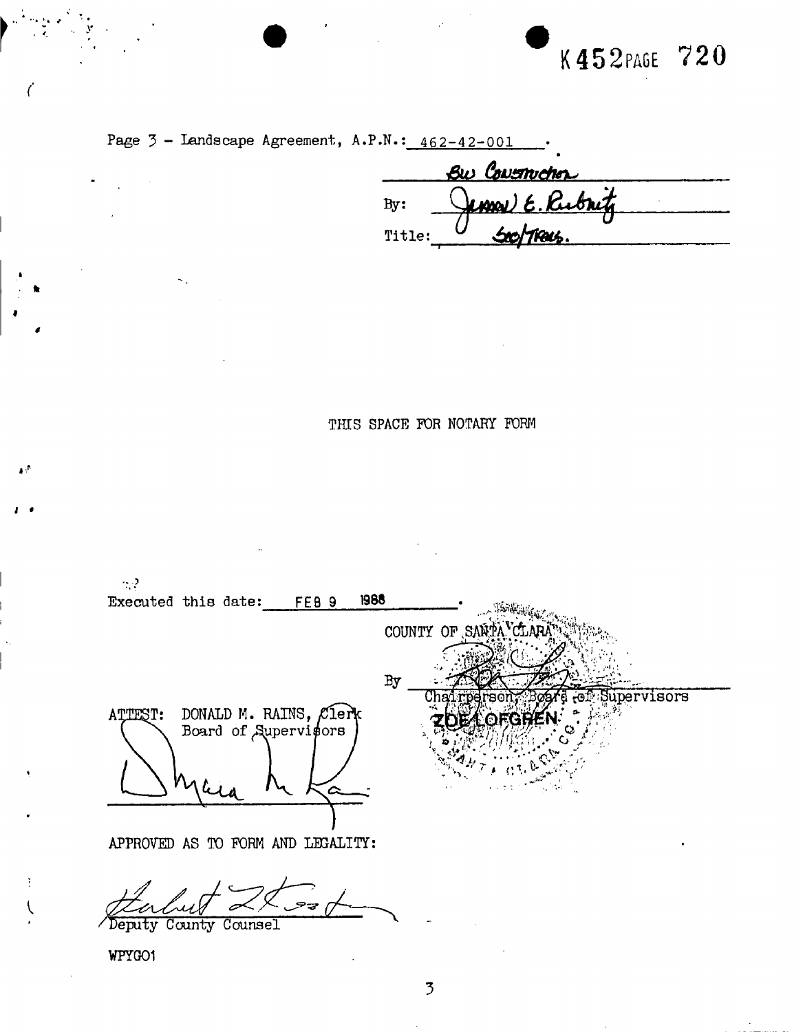K452PAGE 720

Page 3 - Landscape Agreement, A.P.N.: 462-42-001 .

BW Construction

By: James E. Rubnitz

Title: Sec/Treas.

THIS SPACE FOR NOTARY FORM

Executed this date: FEB 9 1988 .

COUNTY OF SANTA CLARA

By \_\_\_\_\_\_\_\_\_\_\_\_\_\_\_\_\_\_\_\_

Chairperson, Board of Supervisors

ZOE LOFGREN

ATTEST: DONALD M. RAINS, Clerk
Board of Supervisors

\_\_\_\_\_\_\_\_\_\_\_\_\_\_\_\_\_\_\_\_

APPROVED AS TO FORM AND LEGALITY:

\_\_\_\_\_\_\_\_\_\_\_\_\_\_\_\_\_\_\_\_

Deputy County Counsel

WPYG01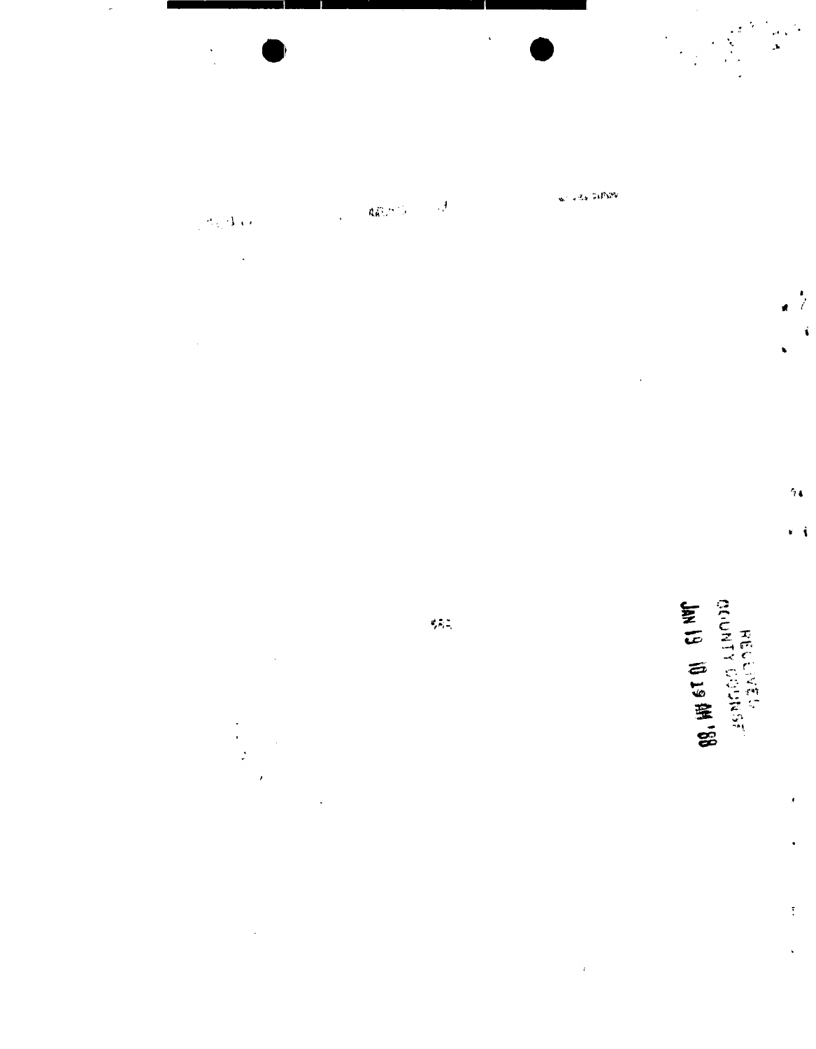RECEIVED
COUNTY COUNSEL
JAN 19 10 19 AM '88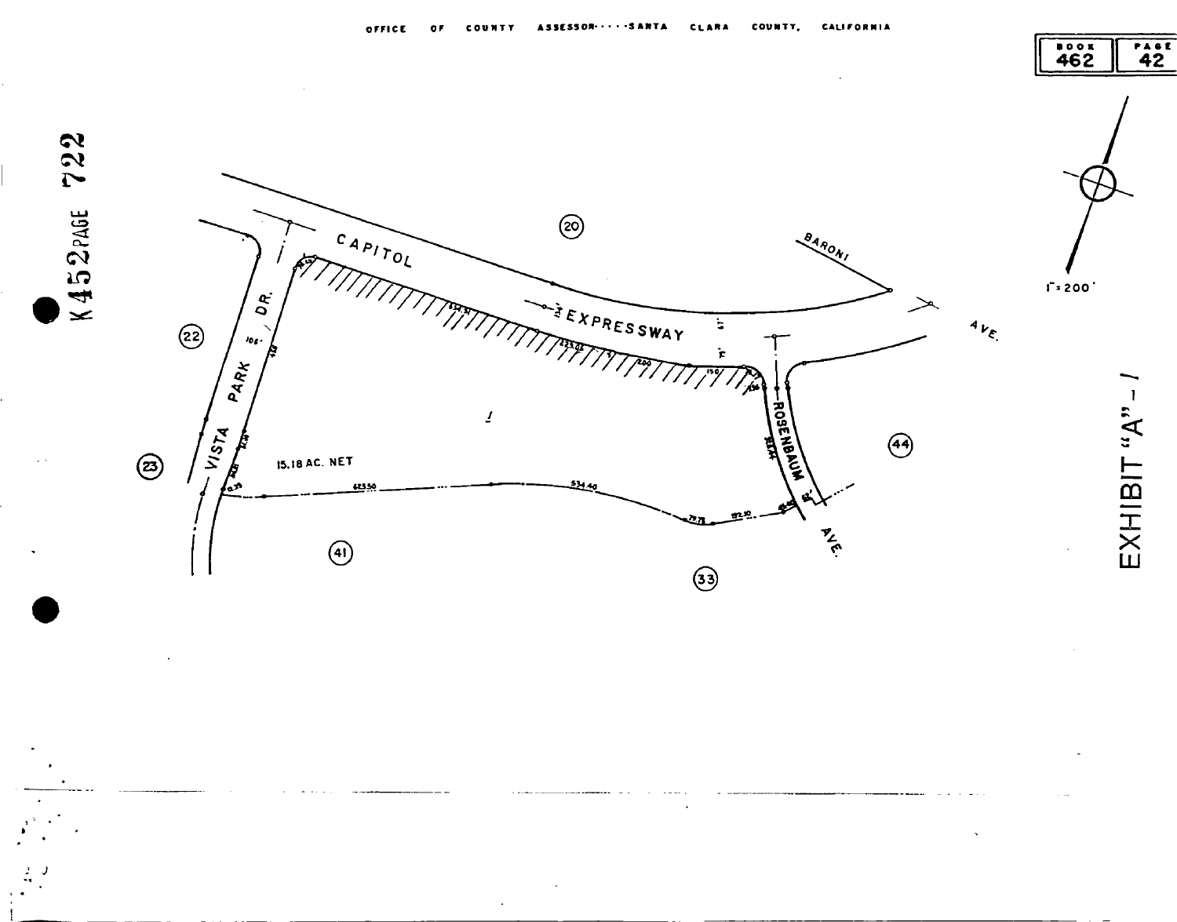OFFICE OF COUNTY ASSESSOR----SANTA CLARA COUNTY, CALIFORNIA

BOOK 462 PAGE 42

K 452 PAGE 722

1" = 200'

CAPITOL EXPRESSWAY

BARONI AVE.

VISTA PARK DR.

ROSENBAUM AVE.

(20)

(22)

(23)

(41)

(33)

(44)

1

15.18 AC. NET

EXHIBIT "A" - I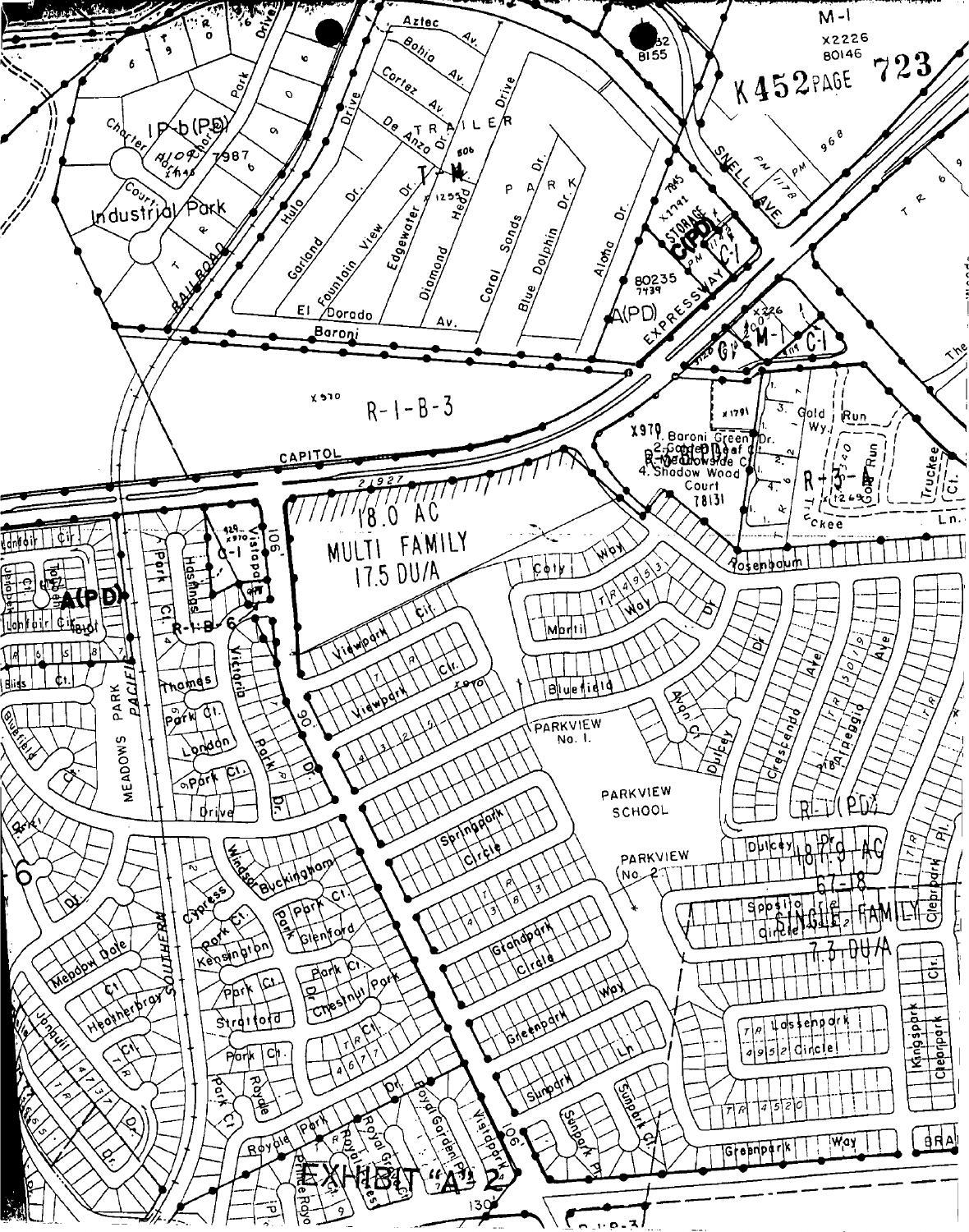K452 PAGE 723

18.0 AC
MULTI FAMILY
17.5 DU/A

18.9 AC
67-18
SINGLE FAMILY
7.3 DU/A

PARKVIEW No. 1.

PARKVIEW SCHOOL

PARKVIEW No. 2

1. Baroni Green Dr.
2. Golden Leaf Ct.
3. Meadowside Ct.
4. Shadow Wood Court

EXHIBIT "A" 2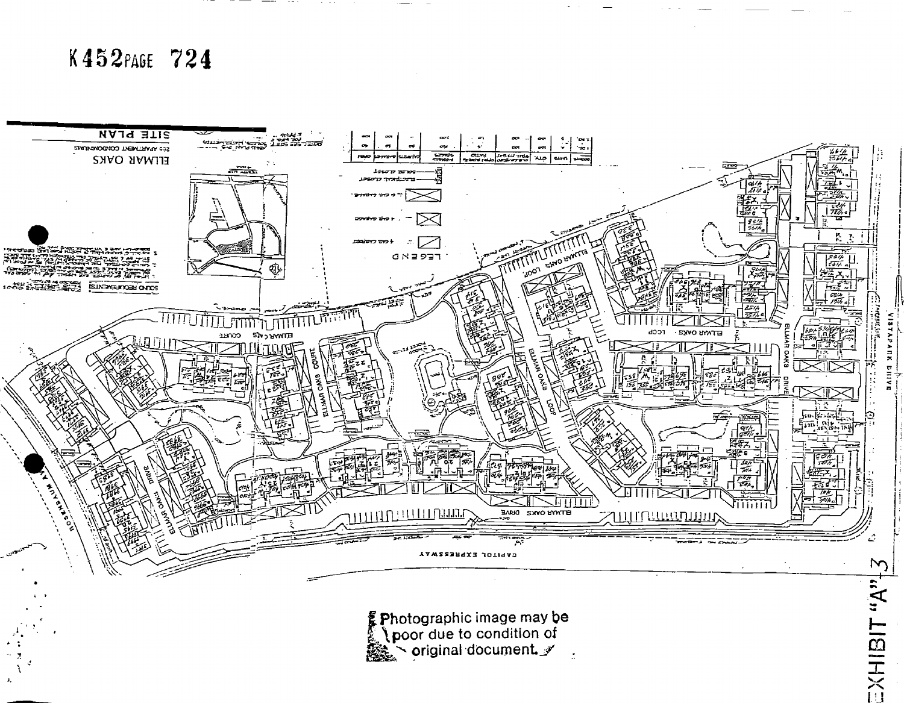K452PAGE 724

ELMAR OAKS

265 APARTMENT CONDOMINIUMS

SITE PLAN

LEGEND

ELMAR OAKS LOOP

ELMAR OAKS COURT

ELMAR OAKS DRIVE

VISTAPARK DRIVE

CAPITOL EXPRESSWAY

ROSSMANUM AV

Photographic image may be poor due to condition of original document.

EXHIBIT "A"-3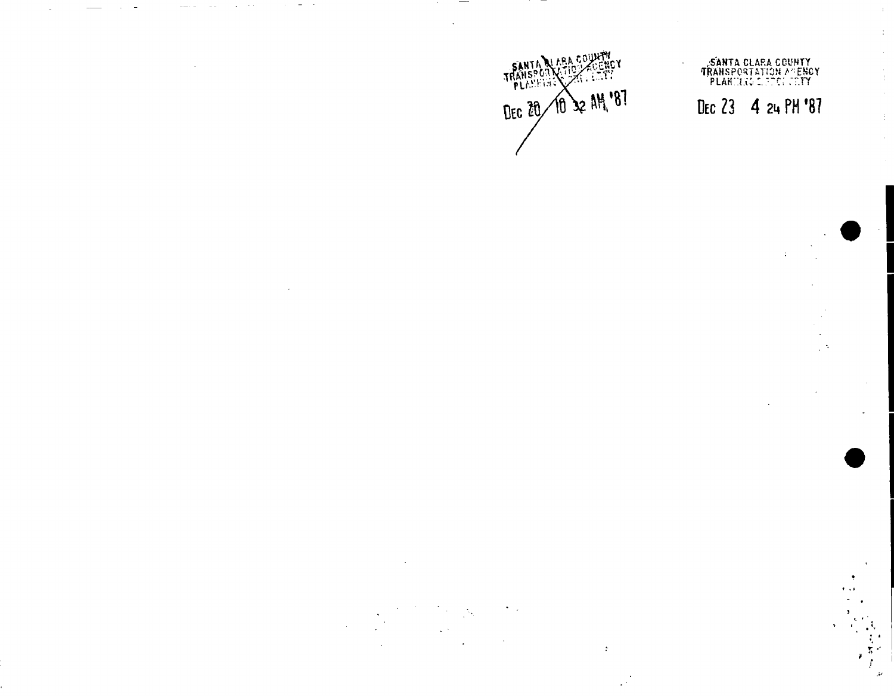SANTA CLARA COUNTY
TRANSPORTATION AGENCY
PLANNING

~~Dec 20 10 32 AM '87~~

SANTA CLARA COUNTY
TRANSPORTATION AGENCY
PLANNING

Dec 23 4 24 PM '87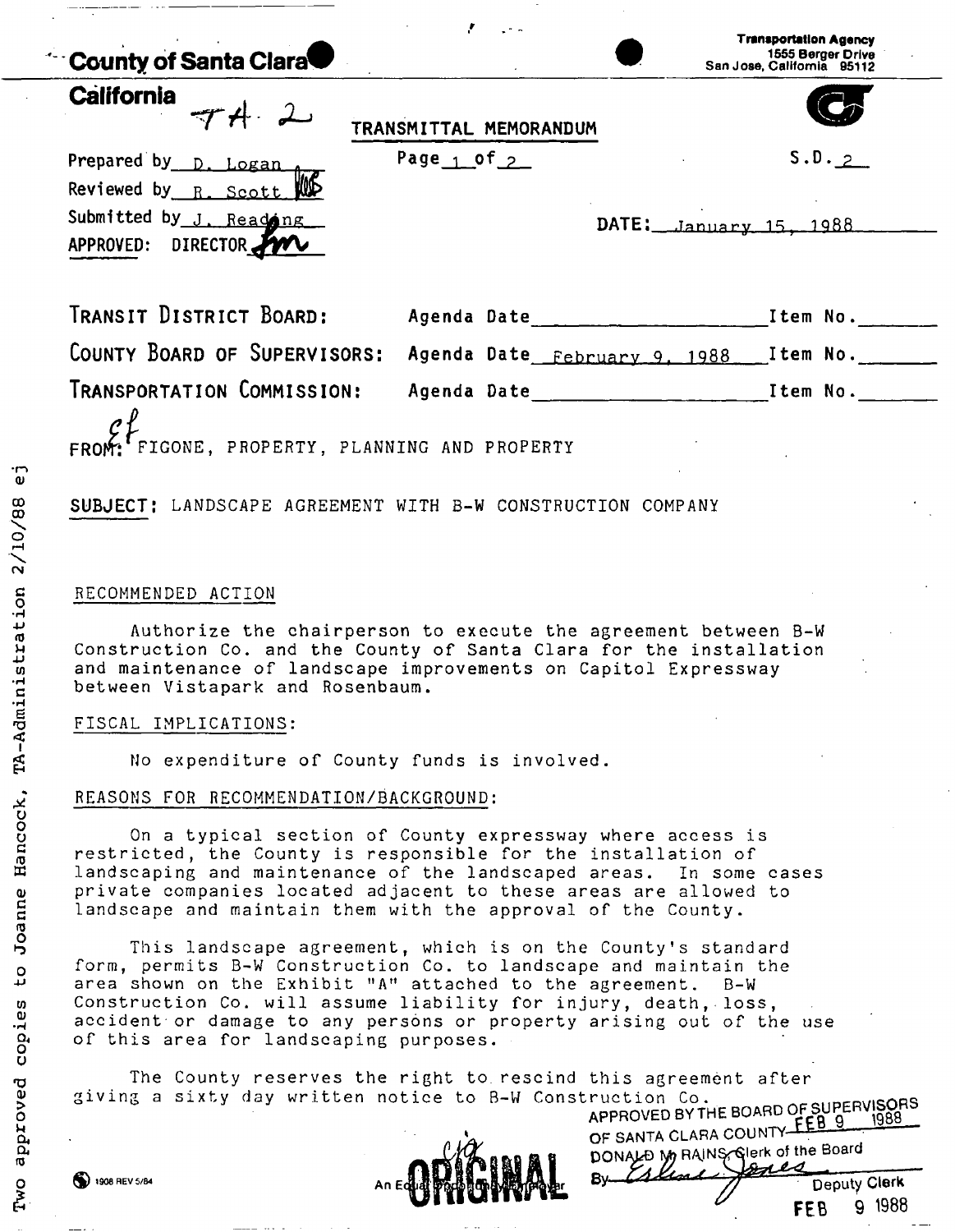County of Santa Clara

Transportation Agency
1555 Berger Drive
San Jose, California 95112

California

TA-2

TRANSMITTAL MEMORANDUM

Prepared by D. Logan
Reviewed by R. Scott
Submitted by J. Reading
APPROVED: DIRECTOR

Page 1 of 2

S.D. 2

DATE: January 15, 1988

| | | |
|---|---|---|
| TRANSIT DISTRICT BOARD: | Agenda Date ________ | Item No. ____ |
| COUNTY BOARD OF SUPERVISORS: | Agenda Date February 9, 1988 | Item No. ____ |
| TRANSPORTATION COMMISSION: | Agenda Date ________ | Item No. ____ |

FROM: FIGONE, PROPERTY, PLANNING AND PROPERTY

**SUBJECT:** LANDSCAPE AGREEMENT WITH B-W CONSTRUCTION COMPANY

RECOMMENDED ACTION

Authorize the chairperson to execute the agreement between B-W Construction Co. and the County of Santa Clara for the installation and maintenance of landscape improvements on Capitol Expressway between Vistapark and Rosenbaum.

FISCAL IMPLICATIONS:

No expenditure of County funds is involved.

REASONS FOR RECOMMENDATION/BACKGROUND:

On a typical section of County expressway where access is restricted, the County is responsible for the installation of landscaping and maintenance of the landscaped areas. In some cases private companies located adjacent to these areas are allowed to landscape and maintain them with the approval of the County.

This landscape agreement, which is on the County's standard form, permits B-W Construction Co. to landscape and maintain the area shown on the Exhibit "A" attached to the agreement. B-W Construction Co. will assume liability for injury, death, loss, accident or damage to any persons or property arising out of the use of this area for landscaping purposes.

The County reserves the right to rescind this agreement after giving a sixty day written notice to B-W Construction Co.

APPROVED BY THE BOARD OF SUPERVISORS OF SANTA CLARA COUNTY FEB 9 1988
DONALD M. RAINS, Clerk of the Board
By ________ Deputy Clerk
FEB 9 1988

ORIGINAL

Two approved copies to Joanne Hancock, TA-Administration 2/10/88 ej

1908 REV 5/84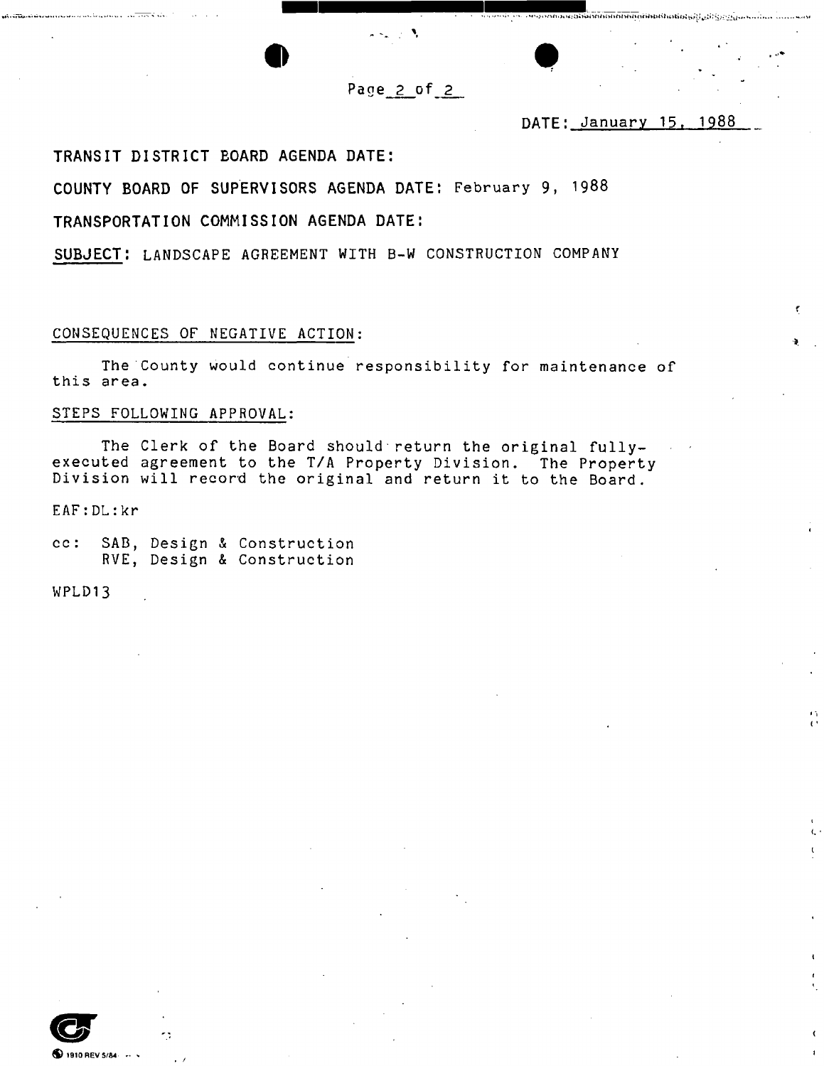DATE: January 15, 1988

TRANSIT DISTRICT BOARD AGENDA DATE:

COUNTY BOARD OF SUPERVISORS AGENDA DATE: February 9, 1988

TRANSPORTATION COMMISSION AGENDA DATE:

SUBJECT: LANDSCAPE AGREEMENT WITH B-W CONSTRUCTION COMPANY

CONSEQUENCES OF NEGATIVE ACTION:

The County would continue responsibility for maintenance of this area.

STEPS FOLLOWING APPROVAL:

The Clerk of the Board should return the original fully-executed agreement to the T/A Property Division. The Property Division will record the original and return it to the Board.

EAF:DL:kr

cc: SAB, Design & Construction
RVE, Design & Construction

WPLD13

1910 REV 5/84